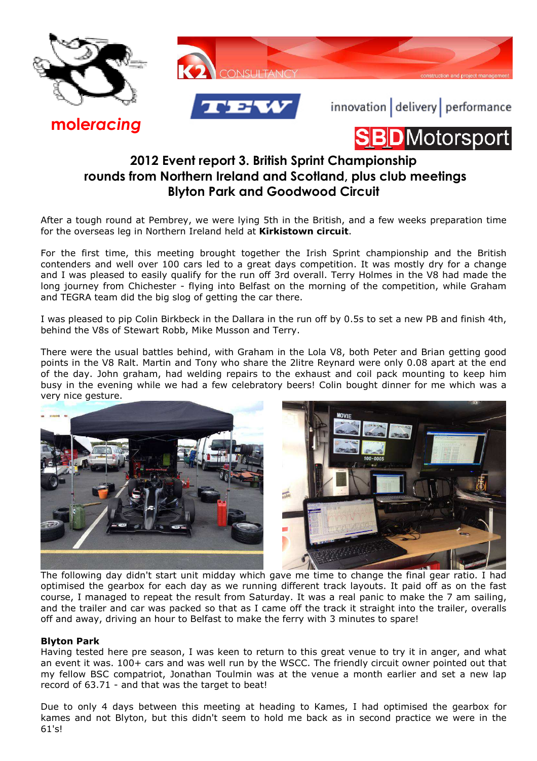moleracing

K2 CONSULTANCY construction and project management

TEW

innovation | delivery | performance

SBD Motorsport

## 2012 Event report 3. British Sprint Championship rounds from Northern Ireland and Scotland, plus club meetings Blyton Park and Goodwood Circuit

After a tough round at Pembrey, we were lying 5th in the British, and a few weeks preparation time for the overseas leg in Northern Ireland held at **Kirkistown circuit**.

For the first time, this meeting brought together the Irish Sprint championship and the British contenders and well over 100 cars led to a great days competition. It was mostly dry for a change and I was pleased to easily qualify for the run off 3rd overall. Terry Holmes in the V8 had made the long journey from Chichester - flying into Belfast on the morning of the competition, while Graham and TEGRA team did the big slog of getting the car there.

I was pleased to pip Colin Birkbeck in the Dallara in the run off by 0.5s to set a new PB and finish 4th, behind the V8s of Stewart Robb, Mike Musson and Terry.

There were the usual battles behind, with Graham in the Lola V8, both Peter and Brian getting good points in the V8 Ralt. Martin and Tony who share the 2litre Reynard were only 0.08 apart at the end of the day. John graham, had welding repairs to the exhaust and coil pack mounting to keep him busy in the evening while we had a few celebratory beers! Colin bought dinner for me which was a very nice gesture.

The following day didn't start unit midday which gave me time to change the final gear ratio. I had optimised the gearbox for each day as we running different track layouts. It paid off as on the fast course, I managed to repeat the result from Saturday. It was a real panic to make the 7 am sailing, and the trailer and car was packed so that as I came off the track it straight into the trailer, overalls off and away, driving an hour to Belfast to make the ferry with 3 minutes to spare!

**Blyton Park**

Having tested here pre season, I was keen to return to this great venue to try it in anger, and what an event it was. 100+ cars and was well run by the WSCC. The friendly circuit owner pointed out that my fellow BSC compatriot, Jonathan Toulmin was at the venue a month earlier and set a new lap record of 63.71 - and that was the target to beat!

Due to only 4 days between this meeting at heading to Kames, I had optimised the gearbox for kames and not Blyton, but this didn't seem to hold me back as in second practice we were in the 61's!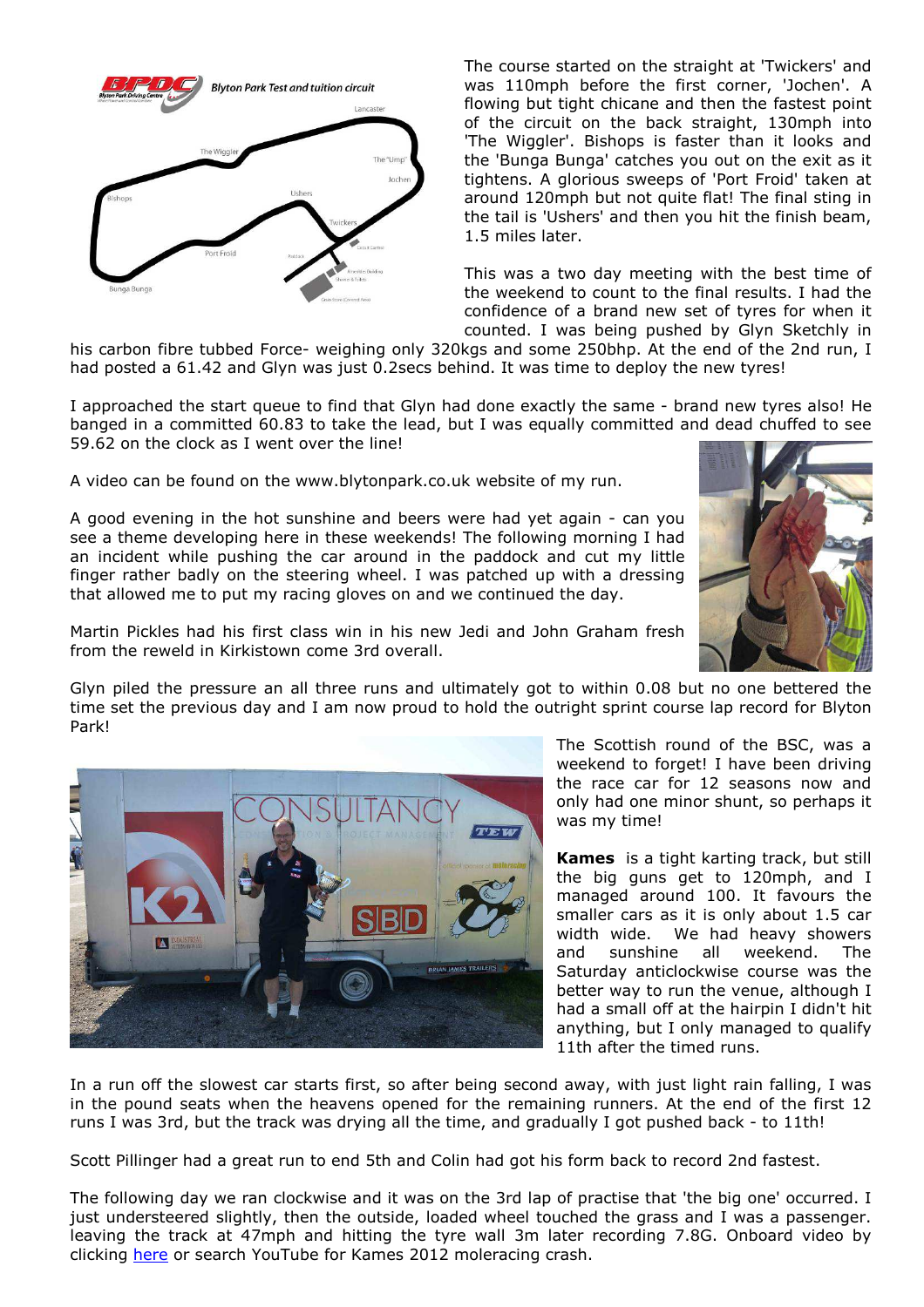The course started on the straight at 'Twickers' and was 110mph before the first corner, 'Jochen'. A flowing but tight chicane and then the fastest point of the circuit on the back straight, 130mph into 'The Wiggler'. Bishops is faster than it looks and the 'Bunga Bunga' catches you out on the exit as it tightens. A glorious sweeps of 'Port Froid' taken at around 120mph but not quite flat! The final sting in the tail is 'Ushers' and then you hit the finish beam, 1.5 miles later.

This was a two day meeting with the best time of the weekend to count to the final results. I had the confidence of a brand new set of tyres for when it counted. I was being pushed by Glyn Sketchly in his carbon fibre tubbed Force- weighing only 320kgs and some 250bhp. At the end of the 2nd run, I had posted a 61.42 and Glyn was just 0.2secs behind. It was time to deploy the new tyres!

I approached the start queue to find that Glyn had done exactly the same - brand new tyres also! He banged in a committed 60.83 to take the lead, but I was equally committed and dead chuffed to see 59.62 on the clock as I went over the line!

A video can be found on the www.blytonpark.co.uk website of my run.

A good evening in the hot sunshine and beers were had yet again - can you see a theme developing here in these weekends! The following morning I had an incident while pushing the car around in the paddock and cut my little finger rather badly on the steering wheel. I was patched up with a dressing that allowed me to put my racing gloves on and we continued the day.

Martin Pickles had his first class win in his new Jedi and John Graham fresh from the reweld in Kirkistown come 3rd overall.

Glyn piled the pressure an all three runs and ultimately got to within 0.08 but no one bettered the time set the previous day and I am now proud to hold the outright sprint course lap record for Blyton Park!

The Scottish round of the BSC, was a weekend to forget! I have been driving the race car for 12 seasons now and only had one minor shunt, so perhaps it was my time!

**Kames** is a tight karting track, but still the big guns get to 120mph, and I managed around 100. It favours the smaller cars as it is only about 1.5 car width wide. We had heavy showers and sunshine all weekend. The Saturday anticlockwise course was the better way to run the venue, although I had a small off at the hairpin I didn't hit anything, but I only managed to qualify 11th after the timed runs.

In a run off the slowest car starts first, so after being second away, with just light rain falling, I was in the pound seats when the heavens opened for the remaining runners. At the end of the first 12 runs I was 3rd, but the track was drying all the time, and gradually I got pushed back - to 11th!

Scott Pillinger had a great run to end 5th and Colin had got his form back to record 2nd fastest.

The following day we ran clockwise and it was on the 3rd lap of practise that 'the big one' occurred. I just understeered slightly, then the outside, loaded wheel touched the grass and I was a passenger. leaving the track at 47mph and hitting the tyre wall 3m later recording 7.8G. Onboard video by clicking here or search YouTube for Kames 2012 moleracing crash.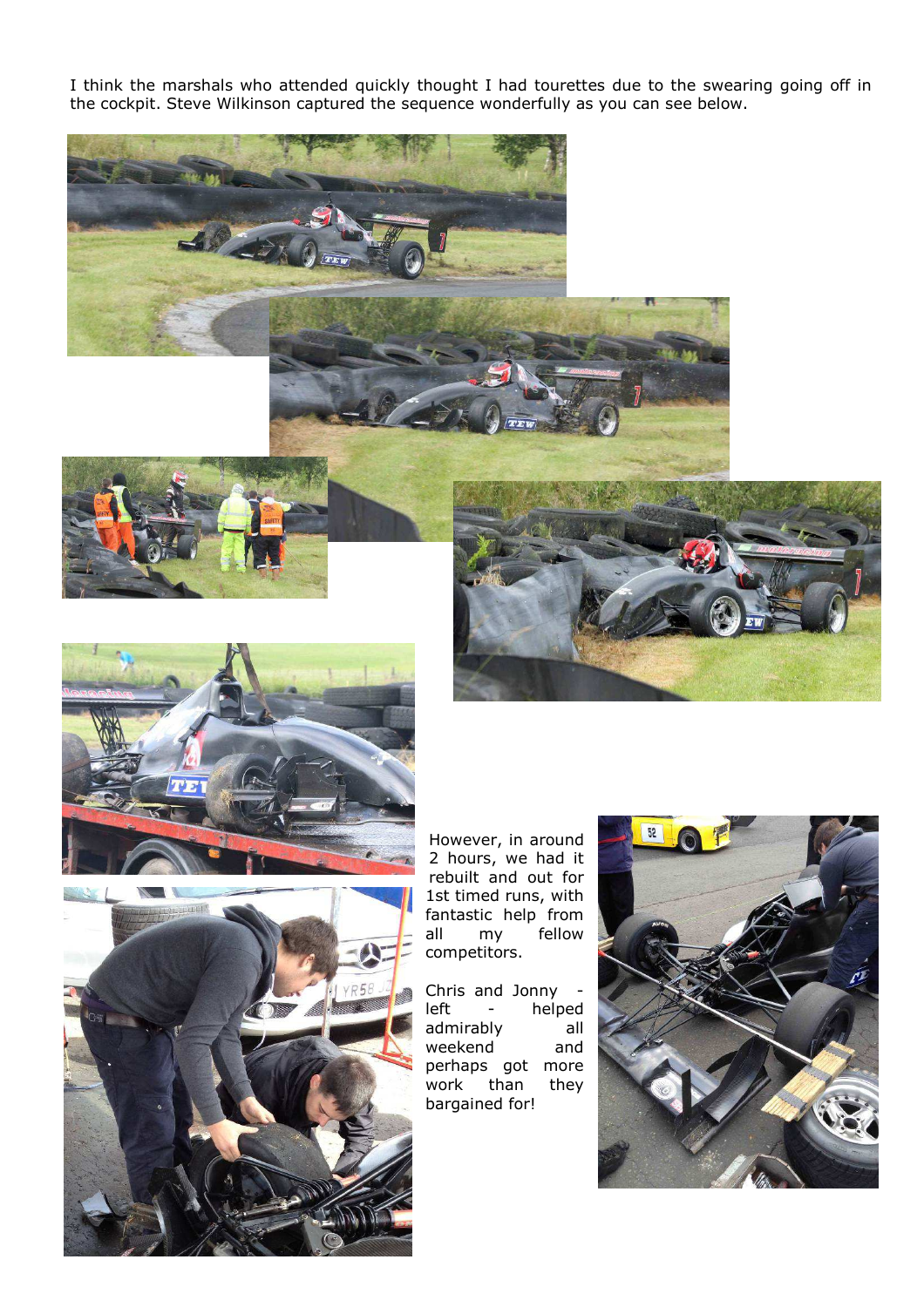I think the marshals who attended quickly thought I had tourettes due to the swearing going off in the cockpit. Steve Wilkinson captured the sequence wonderfully as you can see below.

However, in around 2 hours, we had it rebuilt and out for 1st timed runs, with fantastic help from all my fellow competitors.

Chris and Jonny - left - helped admirably all weekend and perhaps got more work than they bargained for!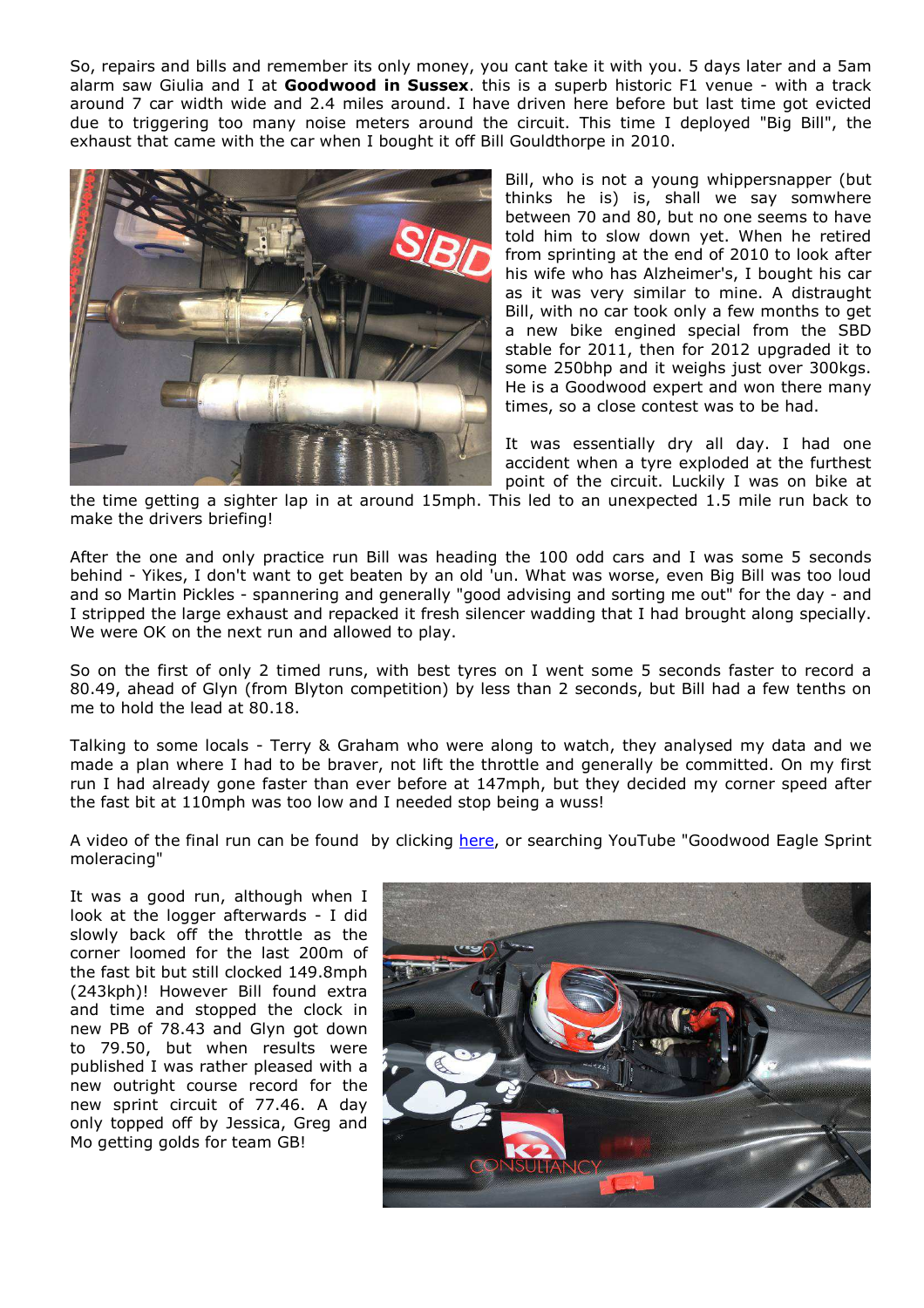So, repairs and bills and remember its only money, you cant take it with you. 5 days later and a 5am alarm saw Giulia and I at **Goodwood in Sussex**. this is a superb historic F1 venue - with a track around 7 car width wide and 2.4 miles around. I have driven here before but last time got evicted due to triggering too many noise meters around the circuit. This time I deployed "Big Bill", the exhaust that came with the car when I bought it off Bill Gouldthorpe in 2010.

Bill, who is not a young whippersnapper (but thinks he is) is, shall we say somwhere between 70 and 80, but no one seems to have told him to slow down yet. When he retired from sprinting at the end of 2010 to look after his wife who has Alzheimer's, I bought his car as it was very similar to mine. A distraught Bill, with no car took only a few months to get a new bike engined special from the SBD stable for 2011, then for 2012 upgraded it to some 250bhp and it weighs just over 300kgs. He is a Goodwood expert and won there many times, so a close contest was to be had.

It was essentially dry all day. I had one accident when a tyre exploded at the furthest point of the circuit. Luckily I was on bike at the time getting a sighter lap in at around 15mph. This led to an unexpected 1.5 mile run back to make the drivers briefing!

After the one and only practice run Bill was heading the 100 odd cars and I was some 5 seconds behind - Yikes, I don't want to get beaten by an old 'un. What was worse, even Big Bill was too loud and so Martin Pickles - spannering and generally "good advising and sorting me out" for the day - and I stripped the large exhaust and repacked it fresh silencer wadding that I had brought along specially. We were OK on the next run and allowed to play.

So on the first of only 2 timed runs, with best tyres on I went some 5 seconds faster to record a 80.49, ahead of Glyn (from Blyton competition) by less than 2 seconds, but Bill had a few tenths on me to hold the lead at 80.18.

Talking to some locals - Terry & Graham who were along to watch, they analysed my data and we made a plan where I had to be braver, not lift the throttle and generally be committed. On my first run I had already gone faster than ever before at 147mph, but they decided my corner speed after the fast bit at 110mph was too low and I needed stop being a wuss!

A video of the final run can be found by clicking [here](), or searching YouTube "Goodwood Eagle Sprint moleracing"

It was a good run, although when I look at the logger afterwards - I did slowly back off the throttle as the corner loomed for the last 200m of the fast bit but still clocked 149.8mph (243kph)! However Bill found extra time and stopped the clock in new PB of 78.43 and Glyn got down to 79.50, but when results were published I was rather pleased with a new outright course record for the new sprint circuit of 77.46. A day only topped off by Jessica, Greg and Mo getting golds for team GB!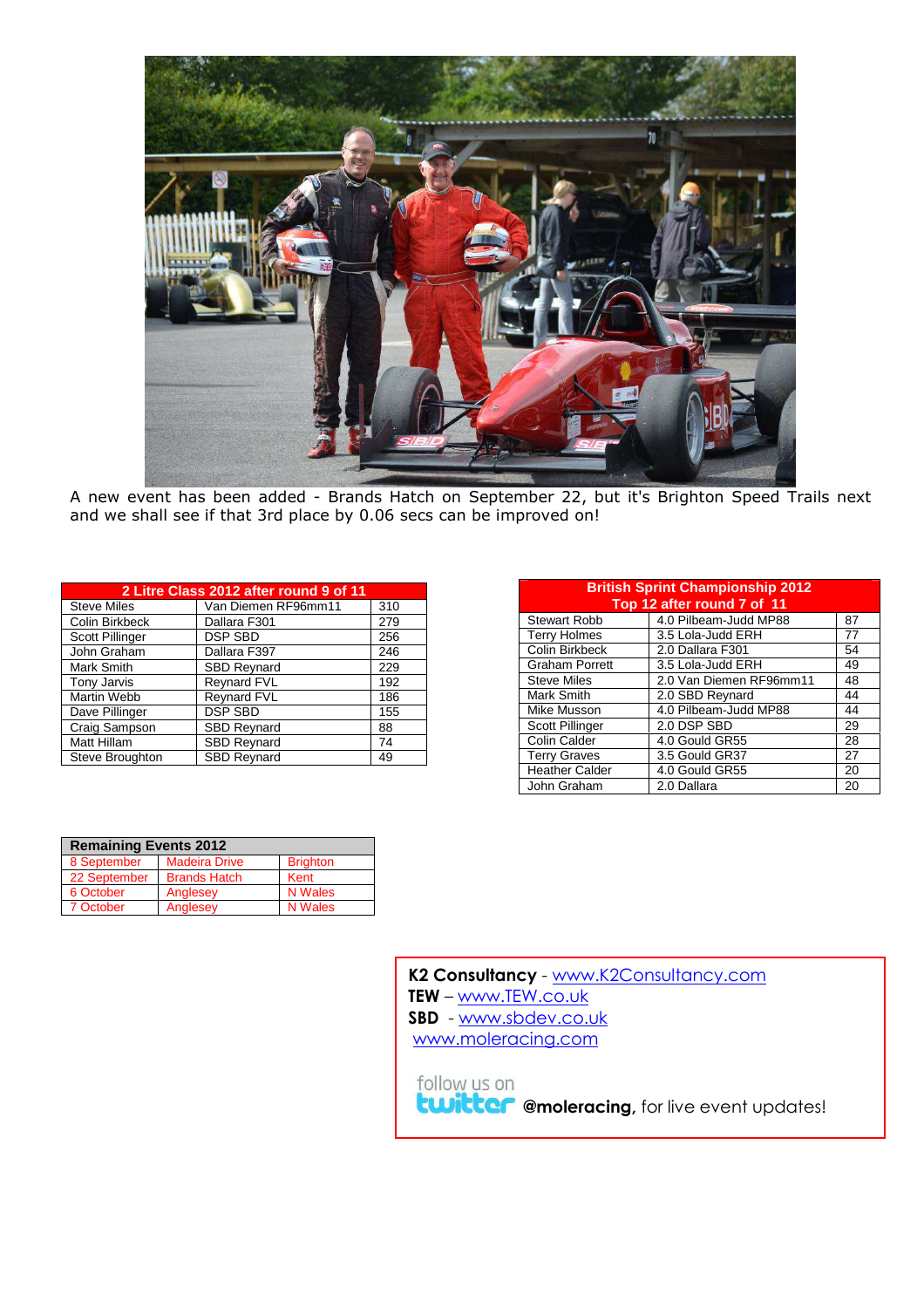A new event has been added - Brands Hatch on September 22, but it's Brighton Speed Trails next and we shall see if that 3rd place by 0.06 secs can be improved on!

| 2 Litre Class 2012 after round 9 of 11 | | |
|---|---|---|
| Steve Miles | Van Diemen RF96mm11 | 310 |
| Colin Birkbeck | Dallara F301 | 279 |
| Scott Pillinger | DSP SBD | 256 |
| John Graham | Dallara F397 | 246 |
| Mark Smith | SBD Reynard | 229 |
| Tony Jarvis | Reynard FVL | 192 |
| Martin Webb | Reynard FVL | 186 |
| Dave Pillinger | DSP SBD | 155 |
| Craig Sampson | SBD Reynard | 88 |
| Matt Hillam | SBD Reynard | 74 |
| Steve Broughton | SBD Reynard | 49 |

| British Sprint Championship 2012 Top 12 after round 7 of 11 | | |
|---|---|---|
| Stewart Robb | 4.0 Pilbeam-Judd MP88 | 87 |
| Terry Holmes | 3.5 Lola-Judd ERH | 77 |
| Colin Birkbeck | 2.0 Dallara F301 | 54 |
| Graham Porrett | 3.5 Lola-Judd ERH | 49 |
| Steve Miles | 2.0 Van Diemen RF96mm11 | 48 |
| Mark Smith | 2.0 SBD Reynard | 44 |
| Mike Musson | 4.0 Pilbeam-Judd MP88 | 44 |
| Scott Pillinger | 2.0 DSP SBD | 29 |
| Colin Calder | 4.0 Gould GR55 | 28 |
| Terry Graves | 3.5 Gould GR37 | 27 |
| Heather Calder | 4.0 Gould GR55 | 20 |
| John Graham | 2.0 Dallara | 20 |

| Remaining Events 2012 | | |
|---|---|---|
| 8 September | Madeira Drive | Brighton |
| 22 September | Brands Hatch | Kent |
| 6 October | Anglesey | N Wales |
| 7 October | Anglesey | N Wales |

**K2 Consultancy** - www.K2Consultancy.com
**TEW** – www.TEW.co.uk
**SBD** - www.sbdev.co.uk
www.moleracing.com

follow us on twitter **@moleracing**, for live event updates!